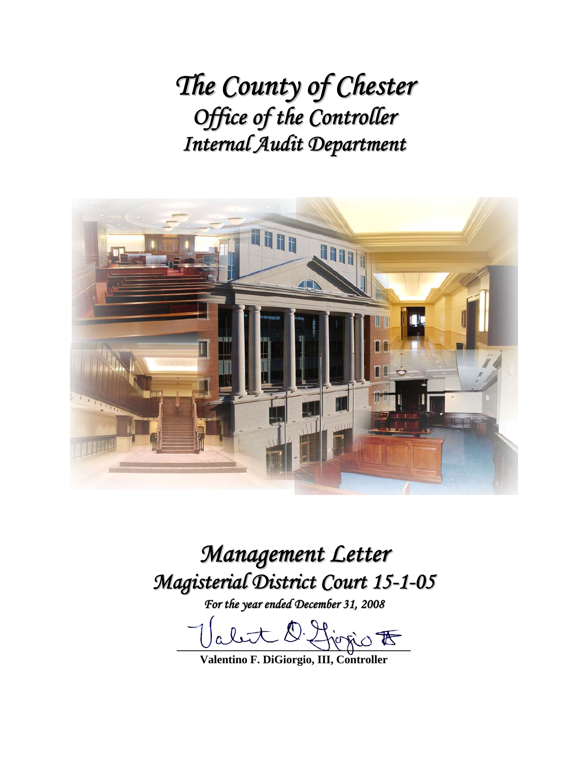# *The County of Chester*
## *Office of the Controller*
## *Internal Audit Department*

# *Management Letter*
## *Magisterial District Court 15-1-05*

*For the year ended December 31, 2008*

**Valentino F. DiGiorgio, III, Controller**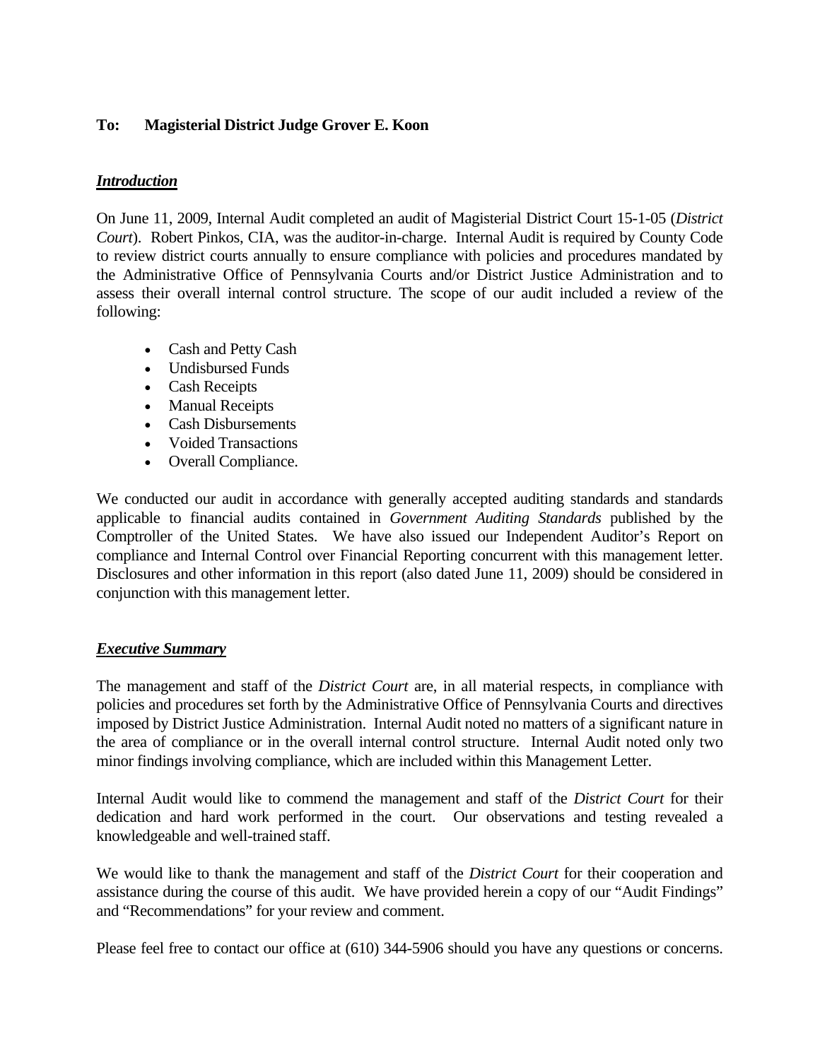**To: Magisterial District Judge Grover E. Koon**

***Introduction***

On June 11, 2009, Internal Audit completed an audit of Magisterial District Court 15-1-05 (*District Court*). Robert Pinkos, CIA, was the auditor-in-charge. Internal Audit is required by County Code to review district courts annually to ensure compliance with policies and procedures mandated by the Administrative Office of Pennsylvania Courts and/or District Justice Administration and to assess their overall internal control structure. The scope of our audit included a review of the following:

- Cash and Petty Cash
- Undisbursed Funds
- Cash Receipts
- Manual Receipts
- Cash Disbursements
- Voided Transactions
- Overall Compliance.

We conducted our audit in accordance with generally accepted auditing standards and standards applicable to financial audits contained in *Government Auditing Standards* published by the Comptroller of the United States. We have also issued our Independent Auditor's Report on compliance and Internal Control over Financial Reporting concurrent with this management letter. Disclosures and other information in this report (also dated June 11, 2009) should be considered in conjunction with this management letter.

***Executive Summary***

The management and staff of the *District Court* are, in all material respects, in compliance with policies and procedures set forth by the Administrative Office of Pennsylvania Courts and directives imposed by District Justice Administration. Internal Audit noted no matters of a significant nature in the area of compliance or in the overall internal control structure. Internal Audit noted only two minor findings involving compliance, which are included within this Management Letter.

Internal Audit would like to commend the management and staff of the *District Court* for their dedication and hard work performed in the court. Our observations and testing revealed a knowledgeable and well-trained staff.

We would like to thank the management and staff of the *District Court* for their cooperation and assistance during the course of this audit. We have provided herein a copy of our "Audit Findings" and "Recommendations" for your review and comment.

Please feel free to contact our office at (610) 344-5906 should you have any questions or concerns.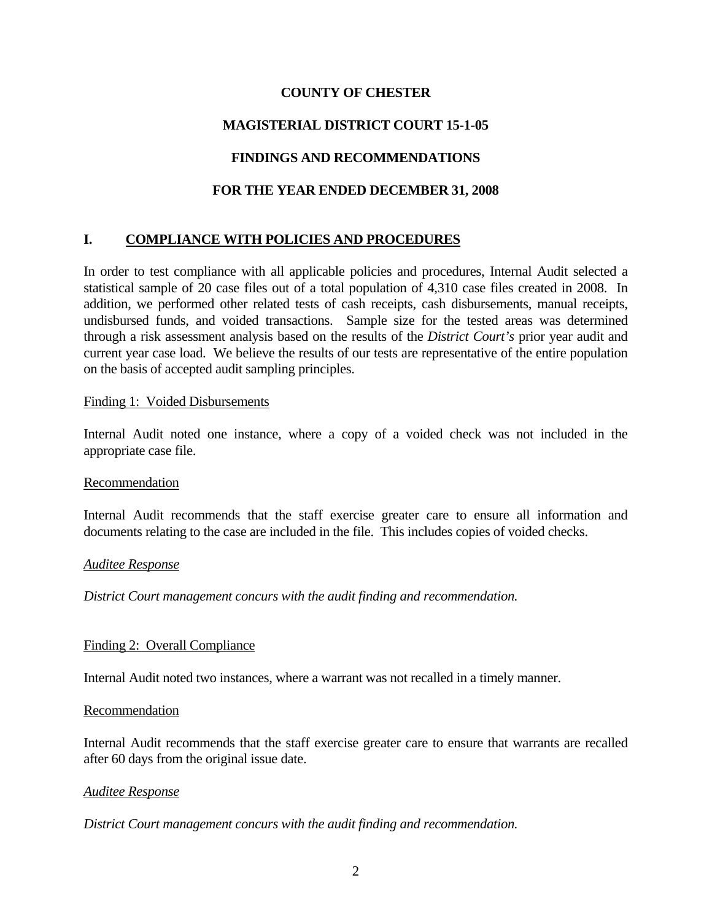**COUNTY OF CHESTER**

**MAGISTERIAL DISTRICT COURT 15-1-05**

**FINDINGS AND RECOMMENDATIONS**

**FOR THE YEAR ENDED DECEMBER 31, 2008**

## I. <u>COMPLIANCE WITH POLICIES AND PROCEDURES</u>

In order to test compliance with all applicable policies and procedures, Internal Audit selected a statistical sample of 20 case files out of a total population of 4,310 case files created in 2008. In addition, we performed other related tests of cash receipts, cash disbursements, manual receipts, undisbursed funds, and voided transactions. Sample size for the tested areas was determined through a risk assessment analysis based on the results of the *District Court's* prior year audit and current year case load. We believe the results of our tests are representative of the entire population on the basis of accepted audit sampling principles.

<u>Finding 1: Voided Disbursements</u>

Internal Audit noted one instance, where a copy of a voided check was not included in the appropriate case file.

<u>Recommendation</u>

Internal Audit recommends that the staff exercise greater care to ensure all information and documents relating to the case are included in the file. This includes copies of voided checks.

*<u>Auditee Response</u>*

*District Court management concurs with the audit finding and recommendation.*

<u>Finding 2: Overall Compliance</u>

Internal Audit noted two instances, where a warrant was not recalled in a timely manner.

<u>Recommendation</u>

Internal Audit recommends that the staff exercise greater care to ensure that warrants are recalled after 60 days from the original issue date.

*<u>Auditee Response</u>*

*District Court management concurs with the audit finding and recommendation.*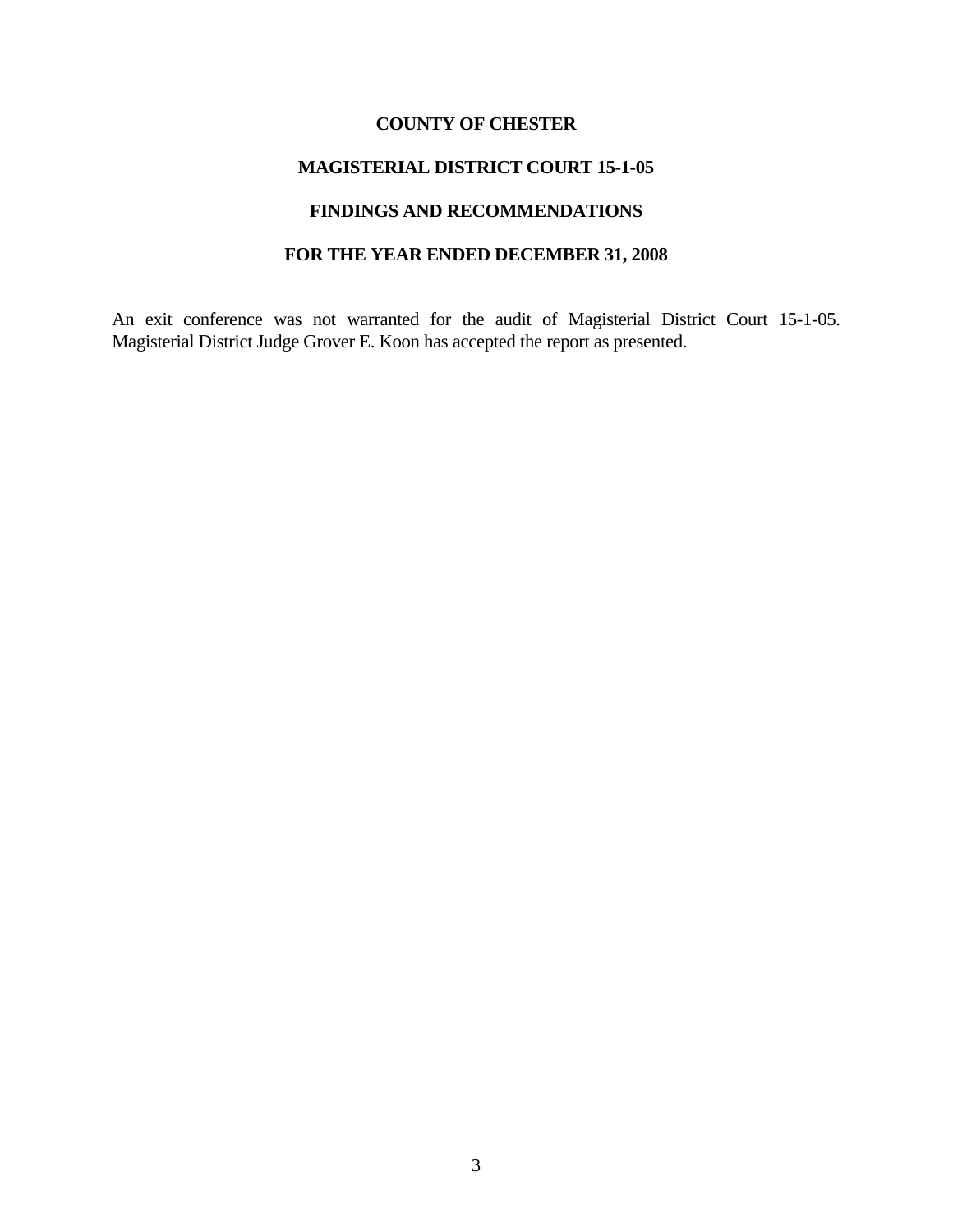# COUNTY OF CHESTER

## MAGISTERIAL DISTRICT COURT 15-1-05

## FINDINGS AND RECOMMENDATIONS

## FOR THE YEAR ENDED DECEMBER 31, 2008

An exit conference was not warranted for the audit of Magisterial District Court 15-1-05. Magisterial District Judge Grover E. Koon has accepted the report as presented.